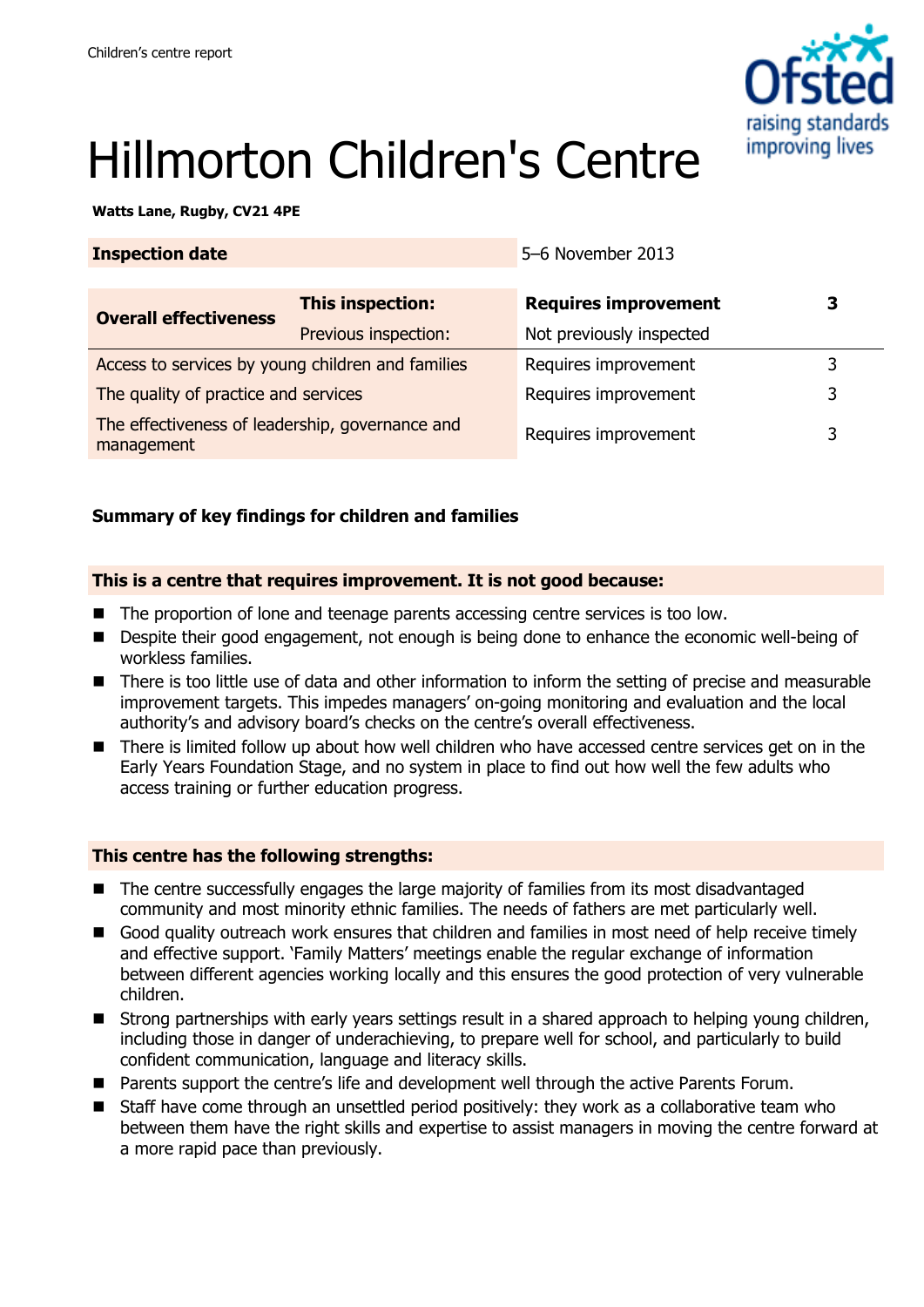Children's centre report

# Hillmorton Children's Centre

**Watts Lane, Rugby, CV21 4PE**

| **Inspection date** | | 5–6 November 2013 | |
|---|---|---|---|
| **Overall effectiveness** | **This inspection:** | **Requires improvement** | **3** |
| | Previous inspection: | Not previously inspected | |
| Access to services by young children and families | | Requires improvement | 3 |
| The quality of practice and services | | Requires improvement | 3 |
| The effectiveness of leadership, governance and management | | Requires improvement | 3 |

## Summary of key findings for children and families

### This is a centre that requires improvement. It is not good because:

- The proportion of lone and teenage parents accessing centre services is too low.
- Despite their good engagement, not enough is being done to enhance the economic well-being of workless families.
- There is too little use of data and other information to inform the setting of precise and measurable improvement targets. This impedes managers' on-going monitoring and evaluation and the local authority's and advisory board's checks on the centre's overall effectiveness.
- There is limited follow up about how well children who have accessed centre services get on in the Early Years Foundation Stage, and no system in place to find out how well the few adults who access training or further education progress.

### This centre has the following strengths:

- The centre successfully engages the large majority of families from its most disadvantaged community and most minority ethnic families. The needs of fathers are met particularly well.
- Good quality outreach work ensures that children and families in most need of help receive timely and effective support. 'Family Matters' meetings enable the regular exchange of information between different agencies working locally and this ensures the good protection of very vulnerable children.
- Strong partnerships with early years settings result in a shared approach to helping young children, including those in danger of underachieving, to prepare well for school, and particularly to build confident communication, language and literacy skills.
- Parents support the centre's life and development well through the active Parents Forum.
- Staff have come through an unsettled period positively: they work as a collaborative team who between them have the right skills and expertise to assist managers in moving the centre forward at a more rapid pace than previously.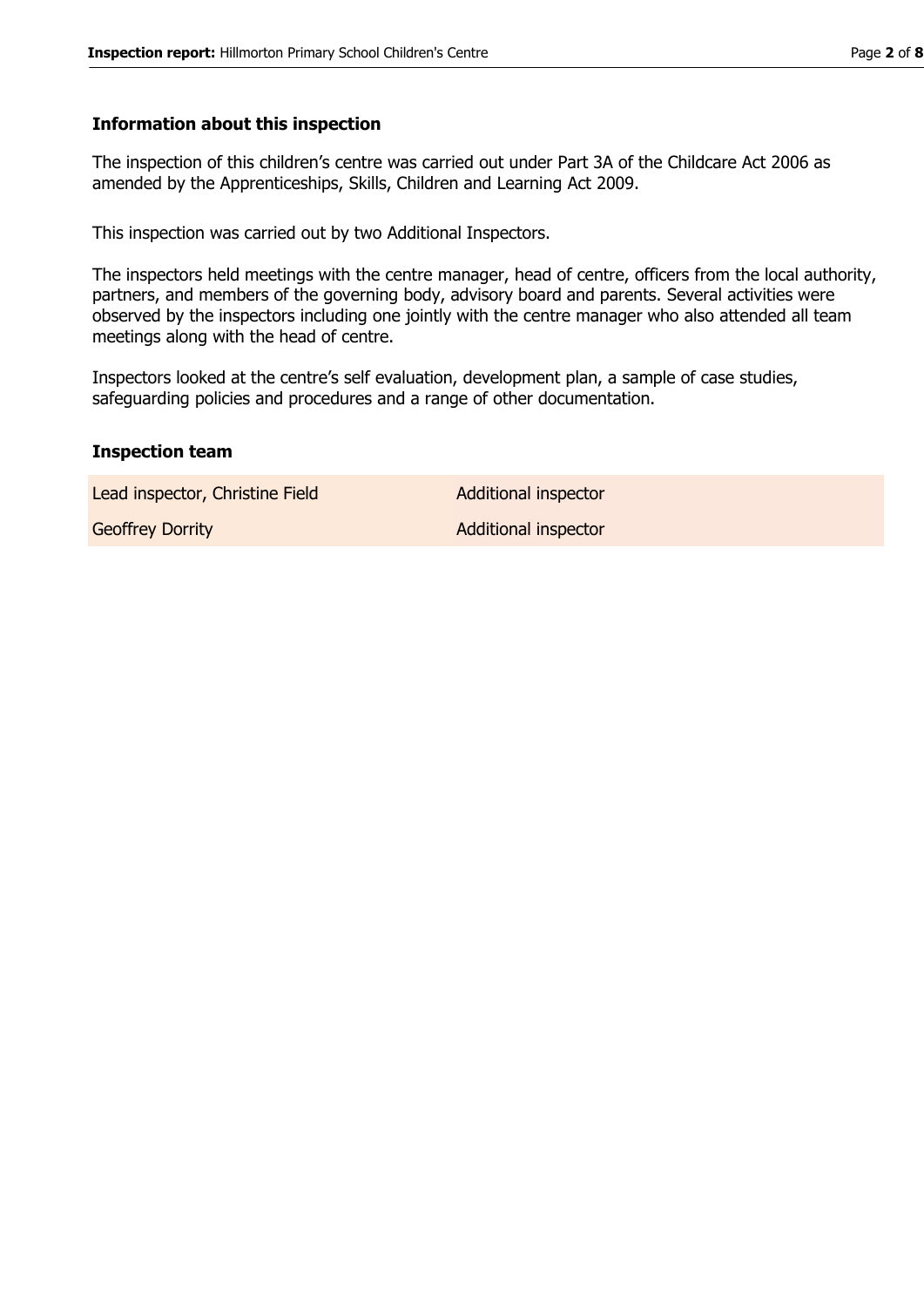## Information about this inspection

The inspection of this children's centre was carried out under Part 3A of the Childcare Act 2006 as amended by the Apprenticeships, Skills, Children and Learning Act 2009.

This inspection was carried out by two Additional Inspectors.

The inspectors held meetings with the centre manager, head of centre, officers from the local authority, partners, and members of the governing body, advisory board and parents. Several activities were observed by the inspectors including one jointly with the centre manager who also attended all team meetings along with the head of centre.

Inspectors looked at the centre's self evaluation, development plan, a sample of case studies, safeguarding policies and procedures and a range of other documentation.

## Inspection team

| | |
|---|---|
| Lead inspector, Christine Field | Additional inspector |
| Geoffrey Dorrity | Additional inspector |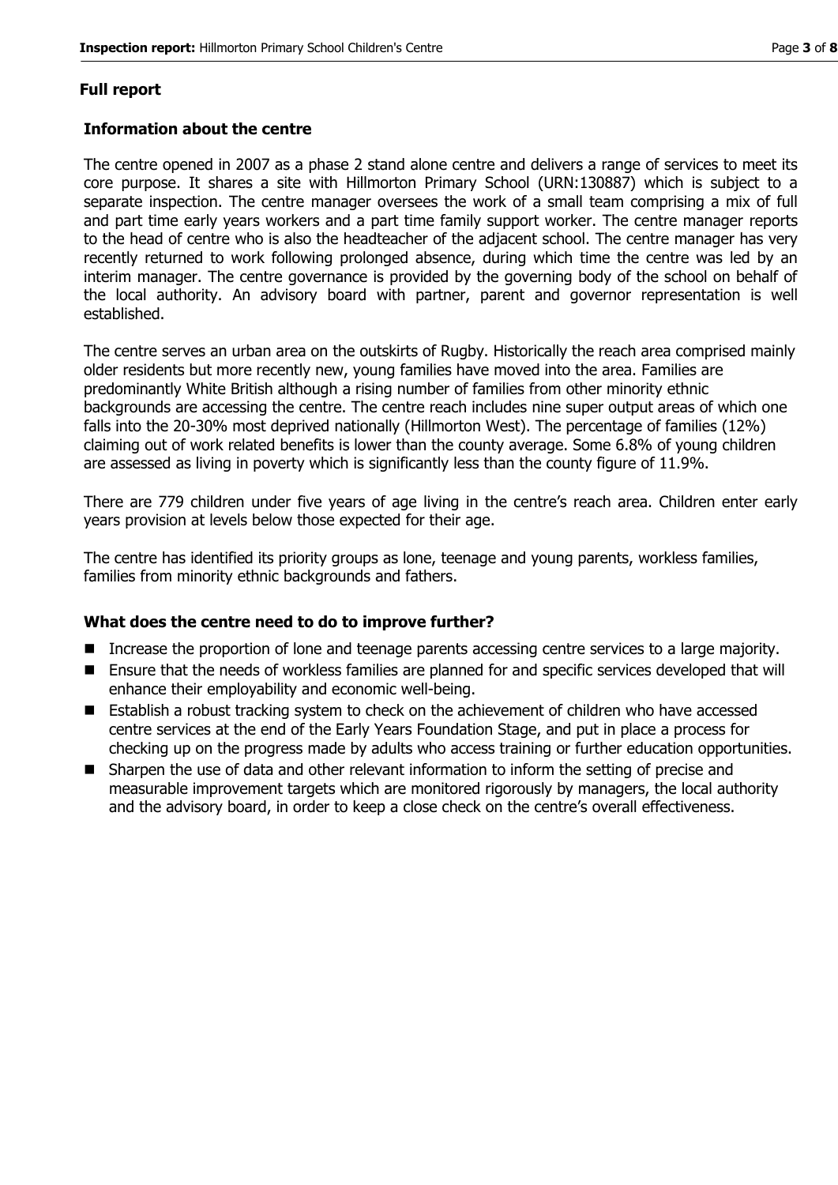## Full report

### Information about the centre

The centre opened in 2007 as a phase 2 stand alone centre and delivers a range of services to meet its core purpose. It shares a site with Hillmorton Primary School (URN:130887) which is subject to a separate inspection. The centre manager oversees the work of a small team comprising a mix of full and part time early years workers and a part time family support worker. The centre manager reports to the head of centre who is also the headteacher of the adjacent school. The centre manager has very recently returned to work following prolonged absence, during which time the centre was led by an interim manager. The centre governance is provided by the governing body of the school on behalf of the local authority. An advisory board with partner, parent and governor representation is well established.

The centre serves an urban area on the outskirts of Rugby. Historically the reach area comprised mainly older residents but more recently new, young families have moved into the area. Families are predominantly White British although a rising number of families from other minority ethnic backgrounds are accessing the centre. The centre reach includes nine super output areas of which one falls into the 20-30% most deprived nationally (Hillmorton West). The percentage of families (12%) claiming out of work related benefits is lower than the county average. Some 6.8% of young children are assessed as living in poverty which is significantly less than the county figure of 11.9%.

There are 779 children under five years of age living in the centre's reach area. Children enter early years provision at levels below those expected for their age.

The centre has identified its priority groups as lone, teenage and young parents, workless families, families from minority ethnic backgrounds and fathers.

### What does the centre need to do to improve further?

- Increase the proportion of lone and teenage parents accessing centre services to a large majority.
- Ensure that the needs of workless families are planned for and specific services developed that will enhance their employability and economic well-being.
- Establish a robust tracking system to check on the achievement of children who have accessed centre services at the end of the Early Years Foundation Stage, and put in place a process for checking up on the progress made by adults who access training or further education opportunities.
- Sharpen the use of data and other relevant information to inform the setting of precise and measurable improvement targets which are monitored rigorously by managers, the local authority and the advisory board, in order to keep a close check on the centre's overall effectiveness.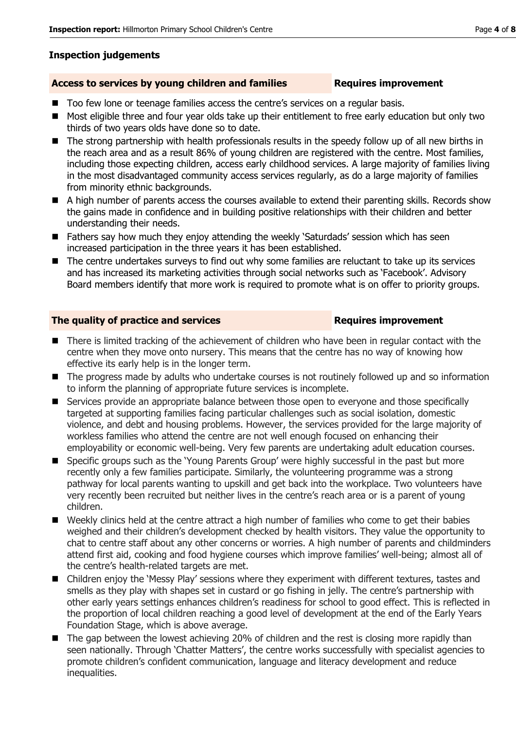## Inspection judgements

| Access to services by young children and families | Requires improvement |
|---|---|

- Too few lone or teenage families access the centre's services on a regular basis.
- Most eligible three and four year olds take up their entitlement to free early education but only two thirds of two years olds have done so to date.
- The strong partnership with health professionals results in the speedy follow up of all new births in the reach area and as a result 86% of young children are registered with the centre. Most families, including those expecting children, access early childhood services. A large majority of families living in the most disadvantaged community access services regularly, as do a large majority of families from minority ethnic backgrounds.
- A high number of parents access the courses available to extend their parenting skills. Records show the gains made in confidence and in building positive relationships with their children and better understanding their needs.
- Fathers say how much they enjoy attending the weekly 'Saturdads' session which has seen increased participation in the three years it has been established.
- The centre undertakes surveys to find out why some families are reluctant to take up its services and has increased its marketing activities through social networks such as 'Facebook'. Advisory Board members identify that more work is required to promote what is on offer to priority groups.

| The quality of practice and services | Requires improvement |
|---|---|

- There is limited tracking of the achievement of children who have been in regular contact with the centre when they move onto nursery. This means that the centre has no way of knowing how effective its early help is in the longer term.
- The progress made by adults who undertake courses is not routinely followed up and so information to inform the planning of appropriate future services is incomplete.
- Services provide an appropriate balance between those open to everyone and those specifically targeted at supporting families facing particular challenges such as social isolation, domestic violence, and debt and housing problems. However, the services provided for the large majority of workless families who attend the centre are not well enough focused on enhancing their employability or economic well-being. Very few parents are undertaking adult education courses.
- Specific groups such as the 'Young Parents Group' were highly successful in the past but more recently only a few families participate. Similarly, the volunteering programme was a strong pathway for local parents wanting to upskill and get back into the workplace. Two volunteers have very recently been recruited but neither lives in the centre's reach area or is a parent of young children.
- Weekly clinics held at the centre attract a high number of families who come to get their babies weighed and their children's development checked by health visitors. They value the opportunity to chat to centre staff about any other concerns or worries. A high number of parents and childminders attend first aid, cooking and food hygiene courses which improve families' well-being; almost all of the centre's health-related targets are met.
- Children enjoy the 'Messy Play' sessions where they experiment with different textures, tastes and smells as they play with shapes set in custard or go fishing in jelly. The centre's partnership with other early years settings enhances children's readiness for school to good effect. This is reflected in the proportion of local children reaching a good level of development at the end of the Early Years Foundation Stage, which is above average.
- The gap between the lowest achieving 20% of children and the rest is closing more rapidly than seen nationally. Through 'Chatter Matters', the centre works successfully with specialist agencies to promote children's confident communication, language and literacy development and reduce inequalities.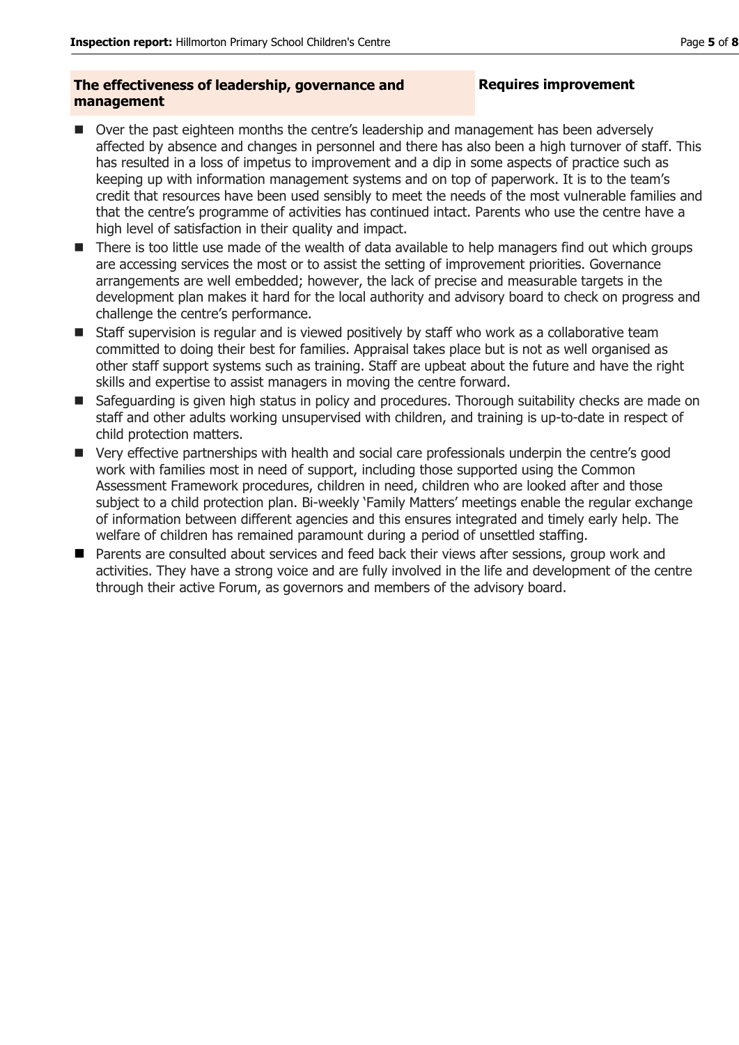| **The effectiveness of leadership, governance and management** | **Requires improvement** |
| --- | --- |

- Over the past eighteen months the centre's leadership and management has been adversely affected by absence and changes in personnel and there has also been a high turnover of staff. This has resulted in a loss of impetus to improvement and a dip in some aspects of practice such as keeping up with information management systems and on top of paperwork. It is to the team's credit that resources have been used sensibly to meet the needs of the most vulnerable families and that the centre's programme of activities has continued intact. Parents who use the centre have a high level of satisfaction in their quality and impact.
- There is too little use made of the wealth of data available to help managers find out which groups are accessing services the most or to assist the setting of improvement priorities. Governance arrangements are well embedded; however, the lack of precise and measurable targets in the development plan makes it hard for the local authority and advisory board to check on progress and challenge the centre's performance.
- Staff supervision is regular and is viewed positively by staff who work as a collaborative team committed to doing their best for families. Appraisal takes place but is not as well organised as other staff support systems such as training. Staff are upbeat about the future and have the right skills and expertise to assist managers in moving the centre forward.
- Safeguarding is given high status in policy and procedures. Thorough suitability checks are made on staff and other adults working unsupervised with children, and training is up-to-date in respect of child protection matters.
- Very effective partnerships with health and social care professionals underpin the centre's good work with families most in need of support, including those supported using the Common Assessment Framework procedures, children in need, children who are looked after and those subject to a child protection plan. Bi-weekly 'Family Matters' meetings enable the regular exchange of information between different agencies and this ensures integrated and timely early help. The welfare of children has remained paramount during a period of unsettled staffing.
- Parents are consulted about services and feed back their views after sessions, group work and activities. They have a strong voice and are fully involved in the life and development of the centre through their active Forum, as governors and members of the advisory board.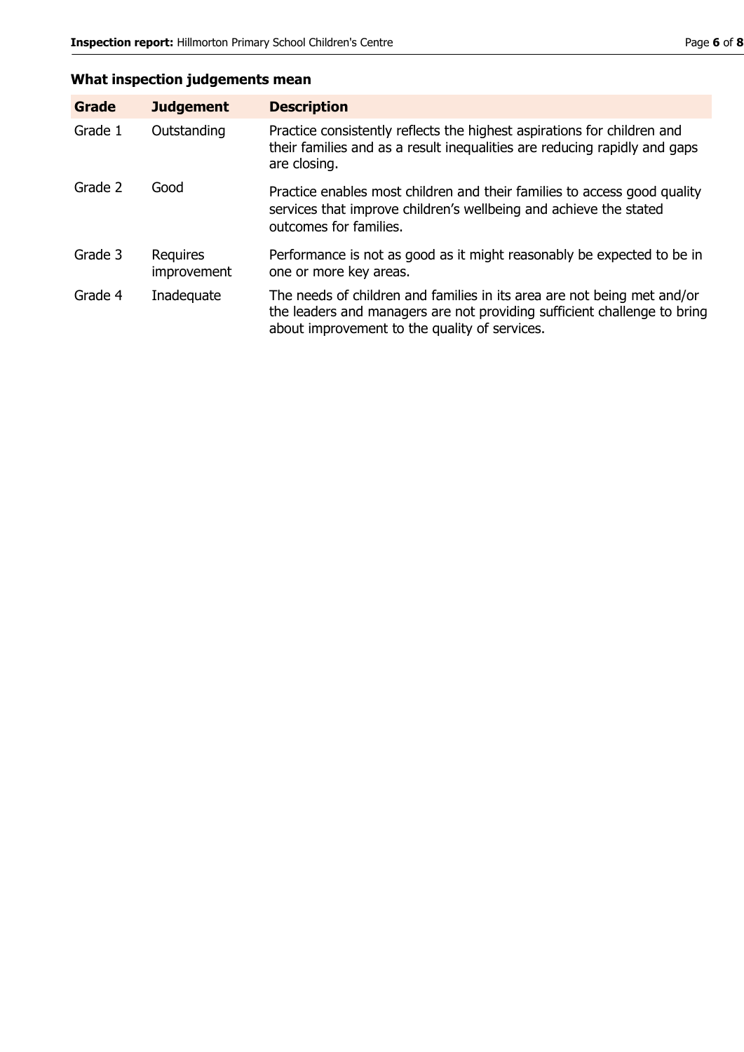## What inspection judgements mean

| Grade | Judgement | Description |
| --- | --- | --- |
| Grade 1 | Outstanding | Practice consistently reflects the highest aspirations for children and their families and as a result inequalities are reducing rapidly and gaps are closing. |
| Grade 2 | Good | Practice enables most children and their families to access good quality services that improve children's wellbeing and achieve the stated outcomes for families. |
| Grade 3 | Requires improvement | Performance is not as good as it might reasonably be expected to be in one or more key areas. |
| Grade 4 | Inadequate | The needs of children and families in its area are not being met and/or the leaders and managers are not providing sufficient challenge to bring about improvement to the quality of services. |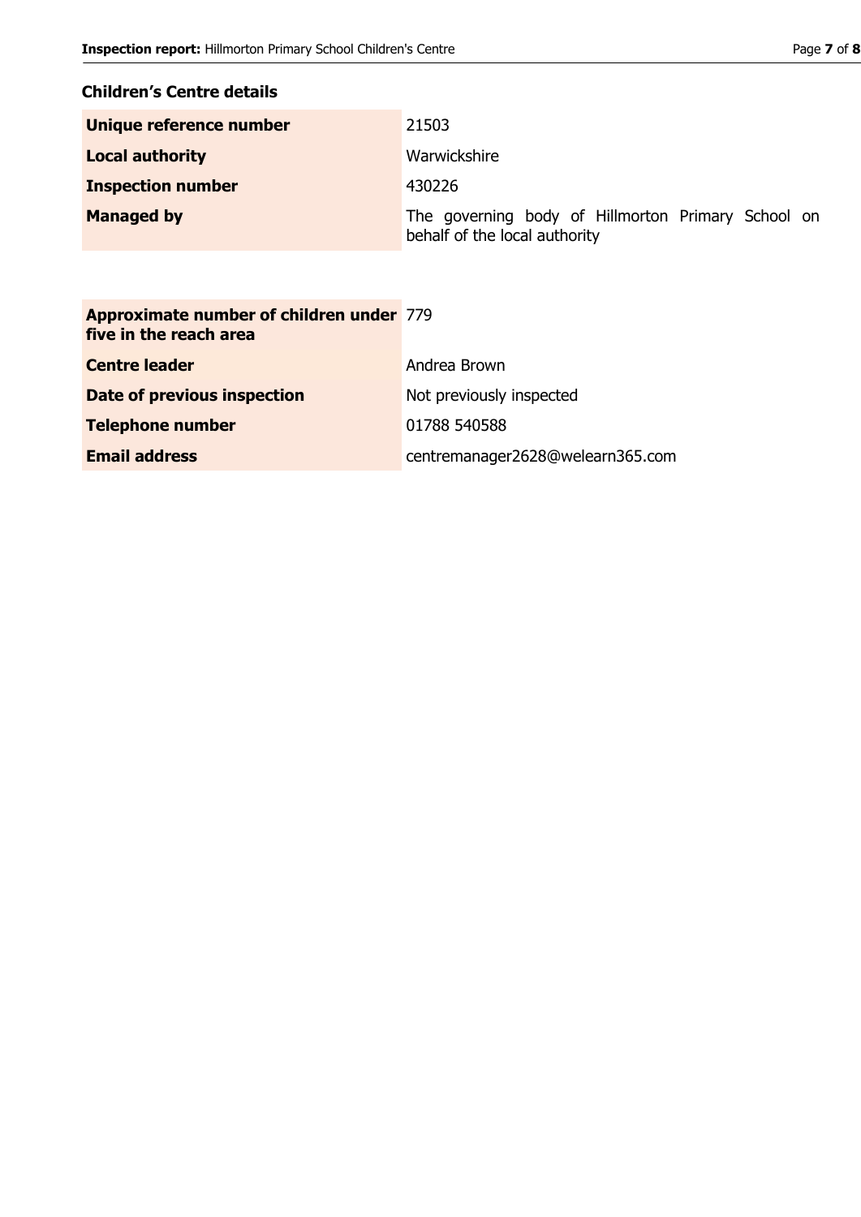## Children's Centre details

| | |
|---|---|
| **Unique reference number** | 21503 |
| **Local authority** | Warwickshire |
| **Inspection number** | 430226 |
| **Managed by** | The governing body of Hillmorton Primary School on behalf of the local authority |

| | |
|---|---|
| **Approximate number of children under five in the reach area** | 779 |
| **Centre leader** | Andrea Brown |
| **Date of previous inspection** | Not previously inspected |
| **Telephone number** | 01788 540588 |
| **Email address** | centremanager2628@welearn365.com |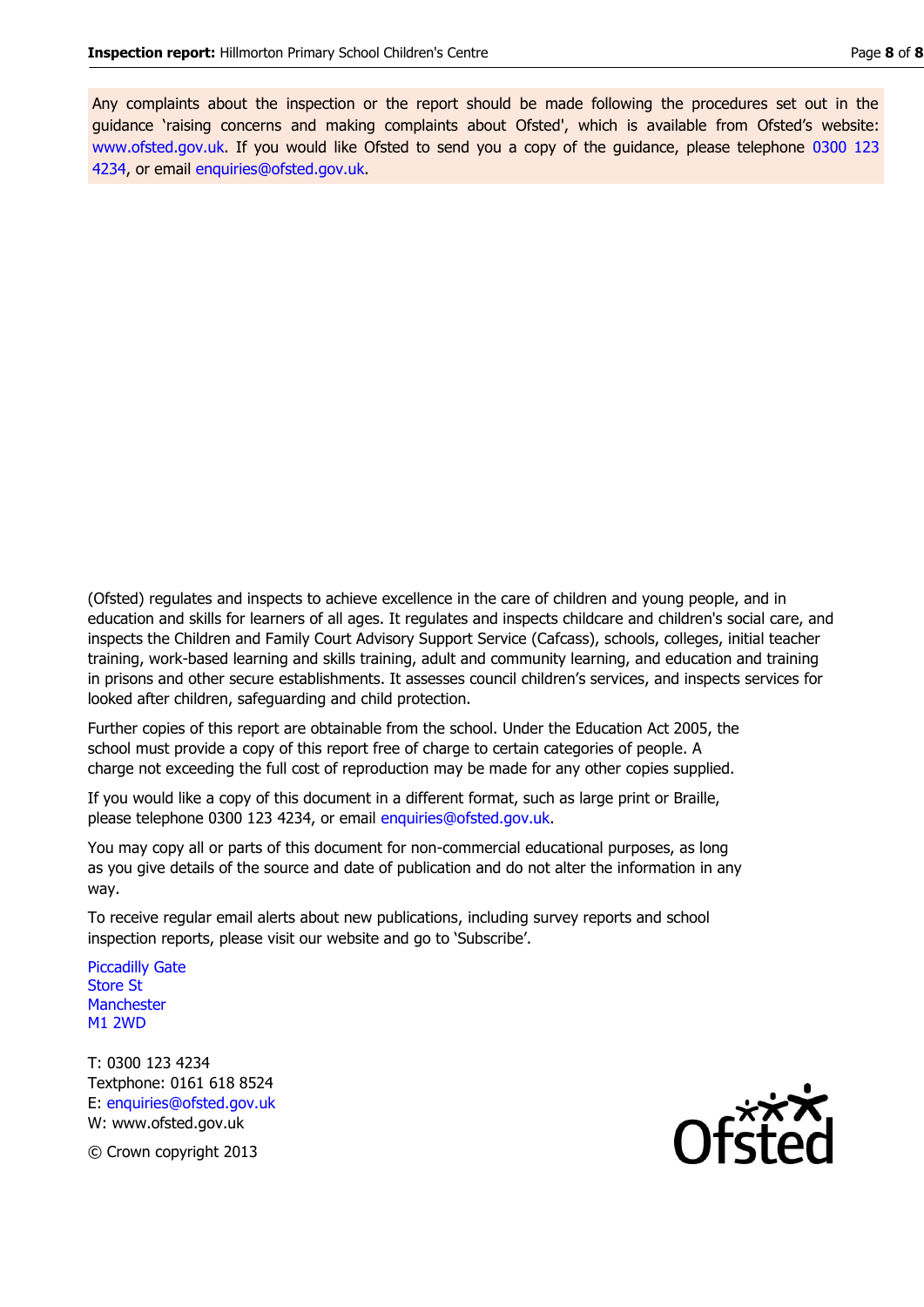Any complaints about the inspection or the report should be made following the procedures set out in the guidance 'raising concerns and making complaints about Ofsted', which is available from Ofsted's website: www.ofsted.gov.uk. If you would like Ofsted to send you a copy of the guidance, please telephone 0300 123 4234, or email enquiries@ofsted.gov.uk.

(Ofsted) regulates and inspects to achieve excellence in the care of children and young people, and in education and skills for learners of all ages. It regulates and inspects childcare and children's social care, and inspects the Children and Family Court Advisory Support Service (Cafcass), schools, colleges, initial teacher training, work-based learning and skills training, adult and community learning, and education and training in prisons and other secure establishments. It assesses council children's services, and inspects services for looked after children, safeguarding and child protection.

Further copies of this report are obtainable from the school. Under the Education Act 2005, the school must provide a copy of this report free of charge to certain categories of people. A charge not exceeding the full cost of reproduction may be made for any other copies supplied.

If you would like a copy of this document in a different format, such as large print or Braille, please telephone 0300 123 4234, or email enquiries@ofsted.gov.uk.

You may copy all or parts of this document for non-commercial educational purposes, as long as you give details of the source and date of publication and do not alter the information in any way.

To receive regular email alerts about new publications, including survey reports and school inspection reports, please visit our website and go to 'Subscribe'.

Piccadilly Gate
Store St
Manchester
M1 2WD

T: 0300 123 4234
Textphone: 0161 618 8524
E: enquiries@ofsted.gov.uk
W: www.ofsted.gov.uk

© Crown copyright 2013

Ofsted